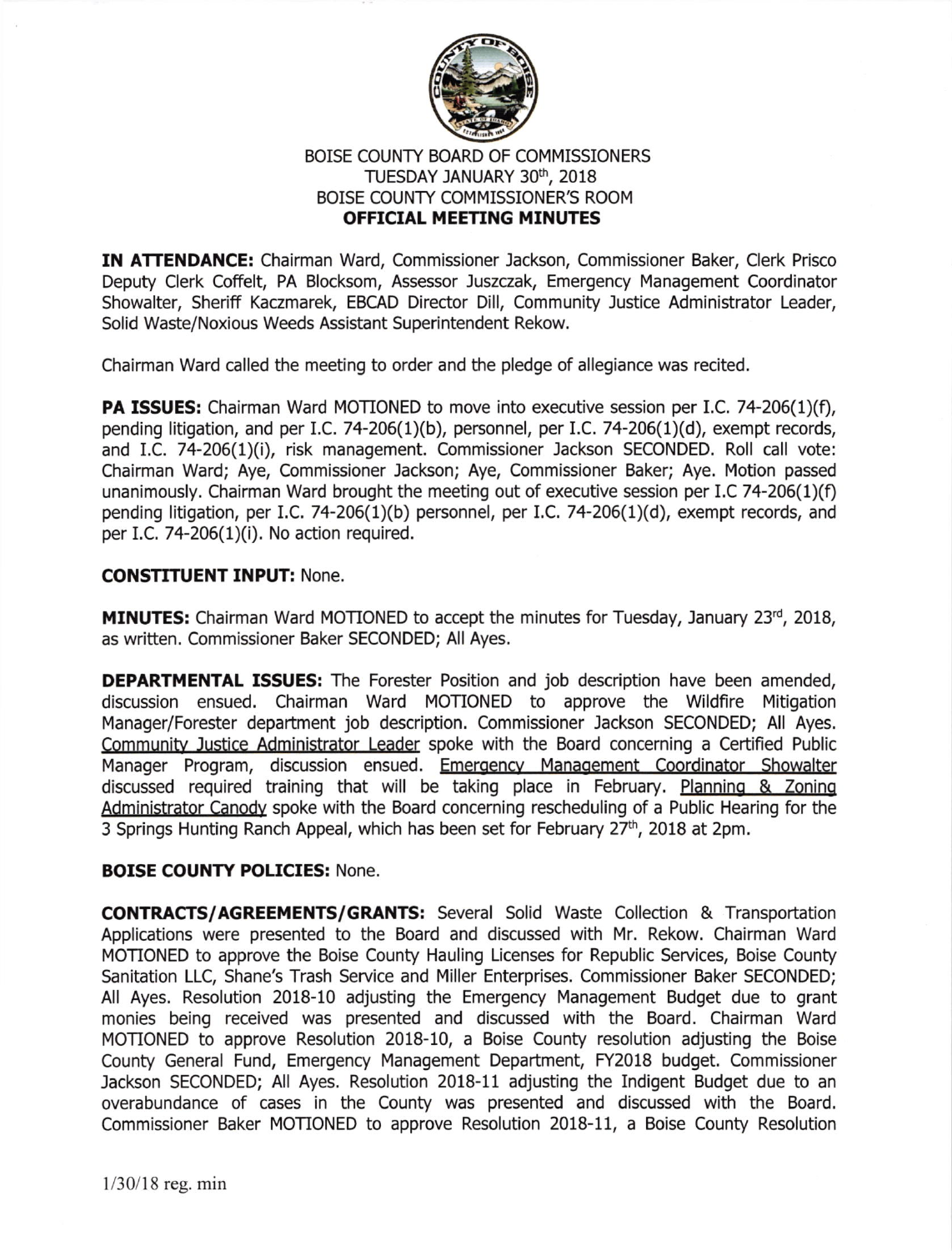# BOISE COUNTY BOARD OF COMMISSIONERS
## TUESDAY JANUARY 30th, 2018
## BOISE COUNTY COMMISSIONER'S ROOM
## OFFICIAL MEETING MINUTES

**IN ATTENDANCE:** Chairman Ward, Commissioner Jackson, Commissioner Baker, Clerk Prisco Deputy Clerk Coffelt, PA Blocksom, Assessor Juszczak, Emergency Management Coordinator Showalter, Sheriff Kaczmarek, EBCAD Director Dill, Community Justice Administrator Leader, Solid Waste/Noxious Weeds Assistant Superintendent Rekow.

Chairman Ward called the meeting to order and the pledge of allegiance was recited.

**PA ISSUES:** Chairman Ward MOTIONED to move into executive session per I.C. 74-206(1)(f), pending litigation, and per I.C. 74-206(1)(b), personnel, per I.C. 74-206(1)(d), exempt records, and I.C. 74-206(1)(i), risk management. Commissioner Jackson SECONDED. Roll call vote: Chairman Ward; Aye, Commissioner Jackson; Aye, Commissioner Baker; Aye. Motion passed unanimously. Chairman Ward brought the meeting out of executive session per I.C 74-206(1)(f) pending litigation, per I.C. 74-206(1)(b) personnel, per I.C. 74-206(1)(d), exempt records, and per I.C. 74-206(1)(i). No action required.

**CONSTITUENT INPUT:** None.

**MINUTES:** Chairman Ward MOTIONED to accept the minutes for Tuesday, January 23rd, 2018, as written. Commissioner Baker SECONDED; All Ayes.

**DEPARTMENTAL ISSUES:** The Forester Position and job description have been amended, discussion ensued. Chairman Ward MOTIONED to approve the Wildfire Mitigation Manager/Forester department job description. Commissioner Jackson SECONDED; All Ayes. Community Justice Administrator Leader spoke with the Board concerning a Certified Public Manager Program, discussion ensued. Emergency Management Coordinator Showalter discussed required training that will be taking place in February. Planning & Zoning Administrator Canody spoke with the Board concerning rescheduling of a Public Hearing for the 3 Springs Hunting Ranch Appeal, which has been set for February 27th, 2018 at 2pm.

**BOISE COUNTY POLICIES:** None.

**CONTRACTS/AGREEMENTS/GRANTS:** Several Solid Waste Collection & Transportation Applications were presented to the Board and discussed with Mr. Rekow. Chairman Ward MOTIONED to approve the Boise County Hauling Licenses for Republic Services, Boise County Sanitation LLC, Shane's Trash Service and Miller Enterprises. Commissioner Baker SECONDED; All Ayes. Resolution 2018-10 adjusting the Emergency Management Budget due to grant monies being received was presented and discussed with the Board. Chairman Ward MOTIONED to approve Resolution 2018-10, a Boise County resolution adjusting the Boise County General Fund, Emergency Management Department, FY2018 budget. Commissioner Jackson SECONDED; All Ayes. Resolution 2018-11 adjusting the Indigent Budget due to an overabundance of cases in the County was presented and discussed with the Board. Commissioner Baker MOTIONED to approve Resolution 2018-11, a Boise County Resolution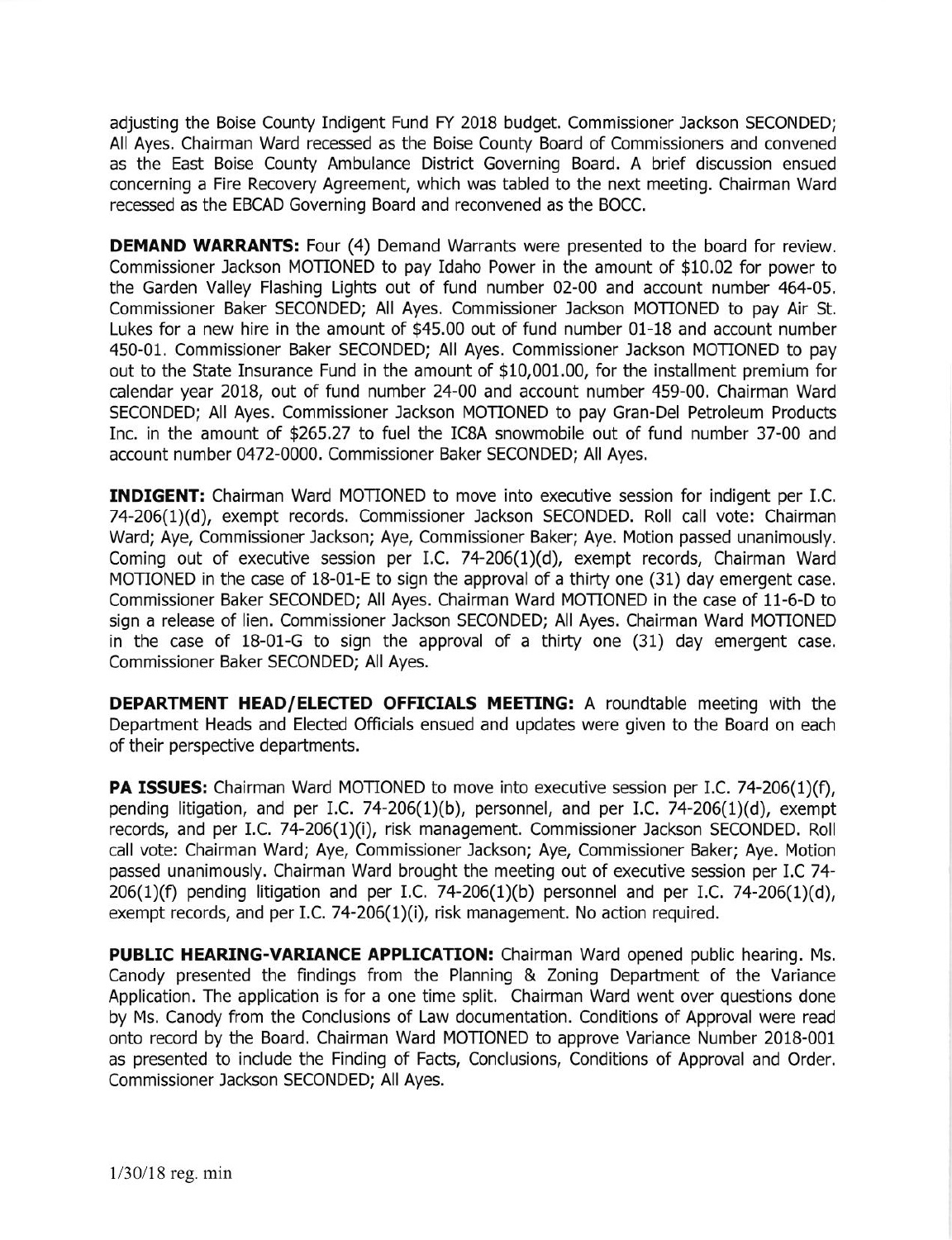adjusting the Boise County Indigent Fund FY 2018 budget. Commissioner Jackson SECONDED; All Ayes. Chairman Ward recessed as the Boise County Board of Commissioners and convened as the East Boise County Ambulance District Governing Board. A brief discussion ensued concerning a Fire Recovery Agreement, which was tabled to the next meeting. Chairman Ward recessed as the EBCAD Governing Board and reconvened as the BOCC.

**DEMAND WARRANTS:** Four (4) Demand Warrants were presented to the board for review. Commissioner Jackson MOTIONED to pay Idaho Power in the amount of $10.02 for power to the Garden Valley Flashing Lights out of fund number 02-00 and account number 464-05. Commissioner Baker SECONDED; All Ayes. Commissioner Jackson MOTIONED to pay Air St. Lukes for a new hire in the amount of $45.00 out of fund number 01-18 and account number 450-01. Commissioner Baker SECONDED; All Ayes. Commissioner Jackson MOTIONED to pay out to the State Insurance Fund in the amount of $10,001.00, for the installment premium for calendar year 2018, out of fund number 24-00 and account number 459-00. Chairman Ward SECONDED; All Ayes. Commissioner Jackson MOTIONED to pay Gran-Del Petroleum Products Inc. in the amount of $265.27 to fuel the IC8A snowmobile out of fund number 37-00 and account number 0472-0000. Commissioner Baker SECONDED; All Ayes.

**INDIGENT:** Chairman Ward MOTIONED to move into executive session for indigent per I.C. 74-206(1)(d), exempt records. Commissioner Jackson SECONDED. Roll call vote: Chairman Ward; Aye, Commissioner Jackson; Aye, Commissioner Baker; Aye. Motion passed unanimously. Coming out of executive session per I.C. 74-206(1)(d), exempt records, Chairman Ward MOTIONED in the case of 18-01-E to sign the approval of a thirty one (31) day emergent case. Commissioner Baker SECONDED; All Ayes. Chairman Ward MOTIONED in the case of 11-6-D to sign a release of lien. Commissioner Jackson SECONDED; All Ayes. Chairman Ward MOTIONED in the case of 18-01-G to sign the approval of a thirty one (31) day emergent case. Commissioner Baker SECONDED; All Ayes.

**DEPARTMENT HEAD/ELECTED OFFICIALS MEETING:** A roundtable meeting with the Department Heads and Elected Officials ensued and updates were given to the Board on each of their perspective departments.

**PA ISSUES:** Chairman Ward MOTIONED to move into executive session per I.C. 74-206(1)(f), pending litigation, and per I.C. 74-206(1)(b), personnel, and per I.C. 74-206(1)(d), exempt records, and per I.C. 74-206(1)(i), risk management. Commissioner Jackson SECONDED. Roll call vote: Chairman Ward; Aye, Commissioner Jackson; Aye, Commissioner Baker; Aye. Motion passed unanimously. Chairman Ward brought the meeting out of executive session per I.C 74-206(1)(f) pending litigation and per I.C. 74-206(1)(b) personnel and per I.C. 74-206(1)(d), exempt records, and per I.C. 74-206(1)(i), risk management. No action required.

**PUBLIC HEARING-VARIANCE APPLICATION:** Chairman Ward opened public hearing. Ms. Canody presented the findings from the Planning & Zoning Department of the Variance Application. The application is for a one time split. Chairman Ward went over questions done by Ms. Canody from the Conclusions of Law documentation. Conditions of Approval were read onto record by the Board. Chairman Ward MOTIONED to approve Variance Number 2018-001 as presented to include the Finding of Facts, Conclusions, Conditions of Approval and Order. Commissioner Jackson SECONDED; All Ayes.